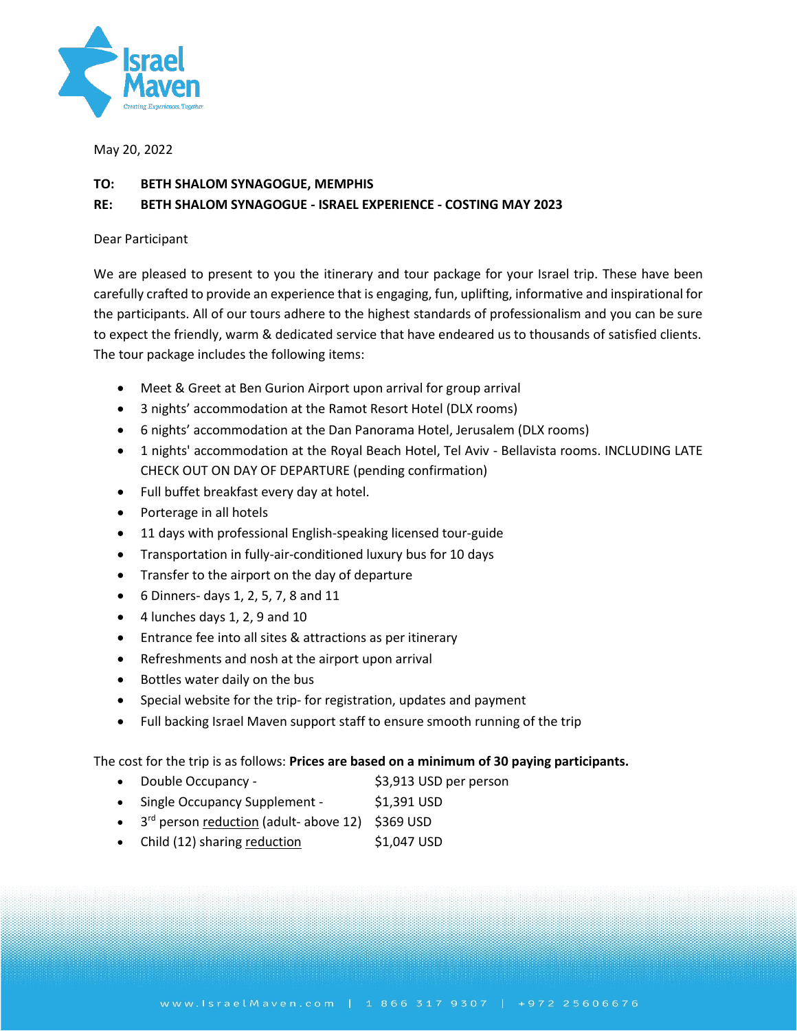May 20, 2022

**TO:** **BETH SHALOM SYNAGOGUE, MEMPHIS**

**RE:** **BETH SHALOM SYNAGOGUE - ISRAEL EXPERIENCE - COSTING MAY 2023**

Dear Participant

We are pleased to present to you the itinerary and tour package for your Israel trip. These have been carefully crafted to provide an experience that is engaging, fun, uplifting, informative and inspirational for the participants. All of our tours adhere to the highest standards of professionalism and you can be sure to expect the friendly, warm & dedicated service that have endeared us to thousands of satisfied clients. The tour package includes the following items:

- Meet & Greet at Ben Gurion Airport upon arrival for group arrival
- 3 nights' accommodation at the Ramot Resort Hotel (DLX rooms)
- 6 nights' accommodation at the Dan Panorama Hotel, Jerusalem (DLX rooms)
- 1 nights' accommodation at the Royal Beach Hotel, Tel Aviv - Bellavista rooms. INCLUDING LATE CHECK OUT ON DAY OF DEPARTURE (pending confirmation)
- Full buffet breakfast every day at hotel.
- Porterage in all hotels
- 11 days with professional English-speaking licensed tour-guide
- Transportation in fully-air-conditioned luxury bus for 10 days
- Transfer to the airport on the day of departure
- 6 Dinners- days 1, 2, 5, 7, 8 and 11
- 4 lunches days 1, 2, 9 and 10
- Entrance fee into all sites & attractions as per itinerary
- Refreshments and nosh at the airport upon arrival
- Bottles water daily on the bus
- Special website for the trip- for registration, updates and payment
- Full backing Israel Maven support staff to ensure smooth running of the trip

The cost for the trip is as follows: **Prices are based on a minimum of 30 paying participants.**

- Double Occupancy - $3,913 USD per person
- Single Occupancy Supplement - $1,391 USD
- 3rd person reduction (adult- above 12) $369 USD
- Child (12) sharing reduction $1,047 USD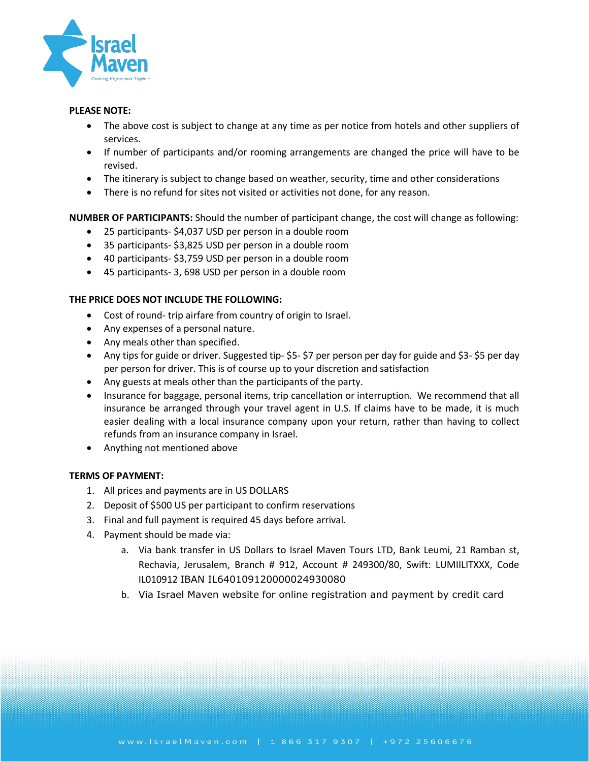**PLEASE NOTE:**

- The above cost is subject to change at any time as per notice from hotels and other suppliers of services.
- If number of participants and/or rooming arrangements are changed the price will have to be revised.
- The itinerary is subject to change based on weather, security, time and other considerations
- There is no refund for sites not visited or activities not done, for any reason.

**NUMBER OF PARTICIPANTS:** Should the number of participant change, the cost will change as following:

- 25 participants- $4,037 USD per person in a double room
- 35 participants- $3,825 USD per person in a double room
- 40 participants- $3,759 USD per person in a double room
- 45 participants- 3, 698 USD per person in a double room

**THE PRICE DOES NOT INCLUDE THE FOLLOWING:**

- Cost of round- trip airfare from country of origin to Israel.
- Any expenses of a personal nature.
- Any meals other than specified.
- Any tips for guide or driver. Suggested tip- $5- $7 per person per day for guide and $3- $5 per day per person for driver. This is of course up to your discretion and satisfaction
- Any guests at meals other than the participants of the party.
- Insurance for baggage, personal items, trip cancellation or interruption. We recommend that all insurance be arranged through your travel agent in U.S. If claims have to be made, it is much easier dealing with a local insurance company upon your return, rather than having to collect refunds from an insurance company in Israel.
- Anything not mentioned above

**TERMS OF PAYMENT:**

1. All prices and payments are in US DOLLARS
2. Deposit of $500 US per participant to confirm reservations
3. Final and full payment is required 45 days before arrival.
4. Payment should be made via:
   a. Via bank transfer in US Dollars to Israel Maven Tours LTD, Bank Leumi, 21 Ramban st, Rechavia, Jerusalem, Branch # 912, Account # 249300/80, Swift: LUMIILITXXX, Code IL010912 IBAN IL640109120000024930080
   b. Via Israel Maven website for online registration and payment by credit card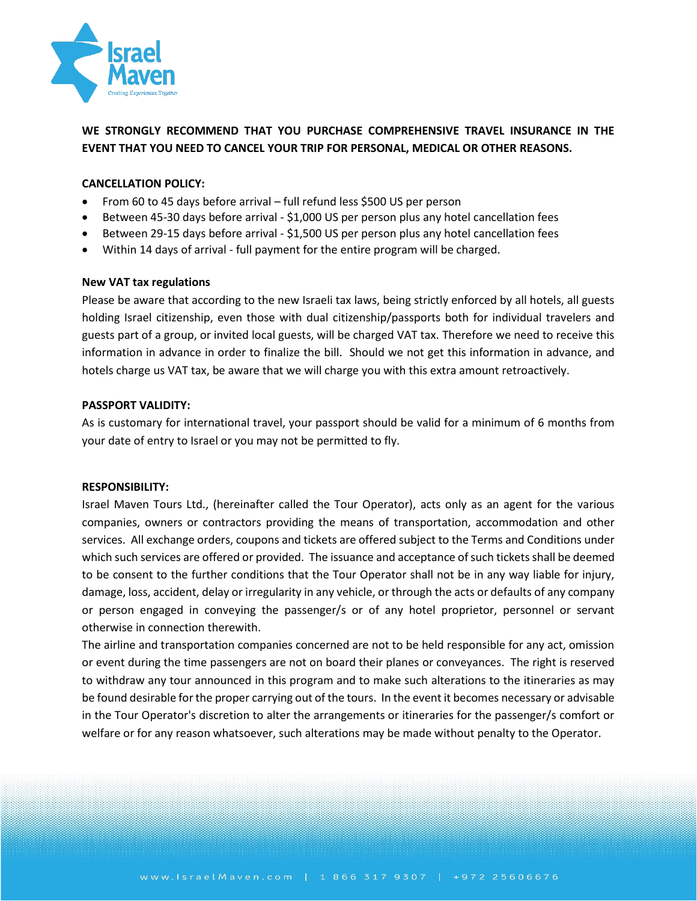**WE STRONGLY RECOMMEND THAT YOU PURCHASE COMPREHENSIVE TRAVEL INSURANCE IN THE EVENT THAT YOU NEED TO CANCEL YOUR TRIP FOR PERSONAL, MEDICAL OR OTHER REASONS.**

**CANCELLATION POLICY:**

- From 60 to 45 days before arrival – full refund less $500 US per person
- Between 45-30 days before arrival - $1,000 US per person plus any hotel cancellation fees
- Between 29-15 days before arrival - $1,500 US per person plus any hotel cancellation fees
- Within 14 days of arrival - full payment for the entire program will be charged.

**New VAT tax regulations**

Please be aware that according to the new Israeli tax laws, being strictly enforced by all hotels, all guests holding Israel citizenship, even those with dual citizenship/passports both for individual travelers and guests part of a group, or invited local guests, will be charged VAT tax. Therefore we need to receive this information in advance in order to finalize the bill. Should we not get this information in advance, and hotels charge us VAT tax, be aware that we will charge you with this extra amount retroactively.

**PASSPORT VALIDITY:**

As is customary for international travel, your passport should be valid for a minimum of 6 months from your date of entry to Israel or you may not be permitted to fly.

**RESPONSIBILITY:**

Israel Maven Tours Ltd., (hereinafter called the Tour Operator), acts only as an agent for the various companies, owners or contractors providing the means of transportation, accommodation and other services. All exchange orders, coupons and tickets are offered subject to the Terms and Conditions under which such services are offered or provided. The issuance and acceptance of such tickets shall be deemed to be consent to the further conditions that the Tour Operator shall not be in any way liable for injury, damage, loss, accident, delay or irregularity in any vehicle, or through the acts or defaults of any company or person engaged in conveying the passenger/s or of any hotel proprietor, personnel or servant otherwise in connection therewith.

The airline and transportation companies concerned are not to be held responsible for any act, omission or event during the time passengers are not on board their planes or conveyances. The right is reserved to withdraw any tour announced in this program and to make such alterations to the itineraries as may be found desirable for the proper carrying out of the tours. In the event it becomes necessary or advisable in the Tour Operator's discretion to alter the arrangements or itineraries for the passenger/s comfort or welfare or for any reason whatsoever, such alterations may be made without penalty to the Operator.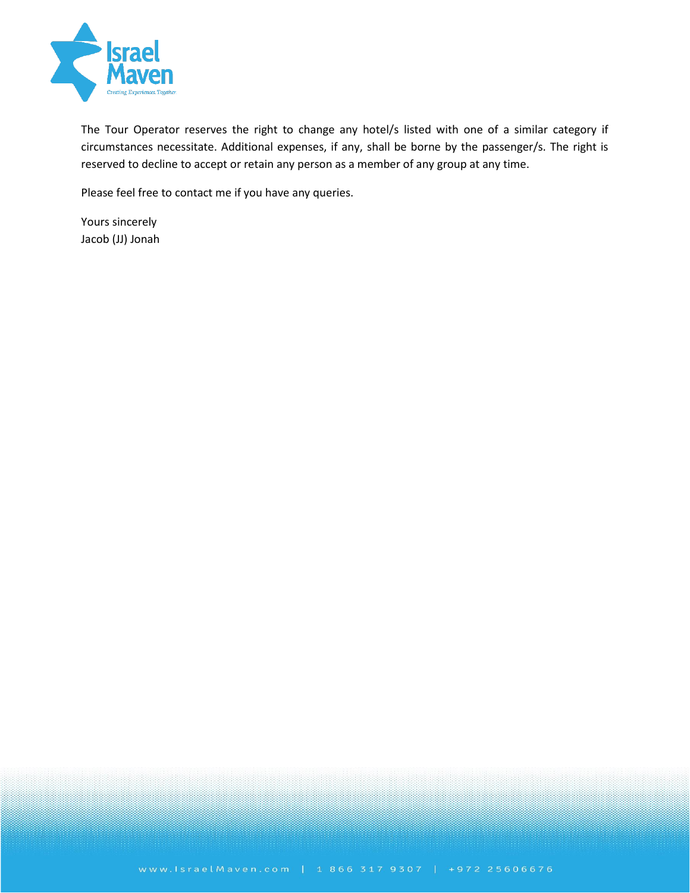The Tour Operator reserves the right to change any hotel/s listed with one of a similar category if circumstances necessitate. Additional expenses, if any, shall be borne by the passenger/s. The right is reserved to decline to accept or retain any person as a member of any group at any time.

Please feel free to contact me if you have any queries.

Yours sincerely
Jacob (JJ) Jonah